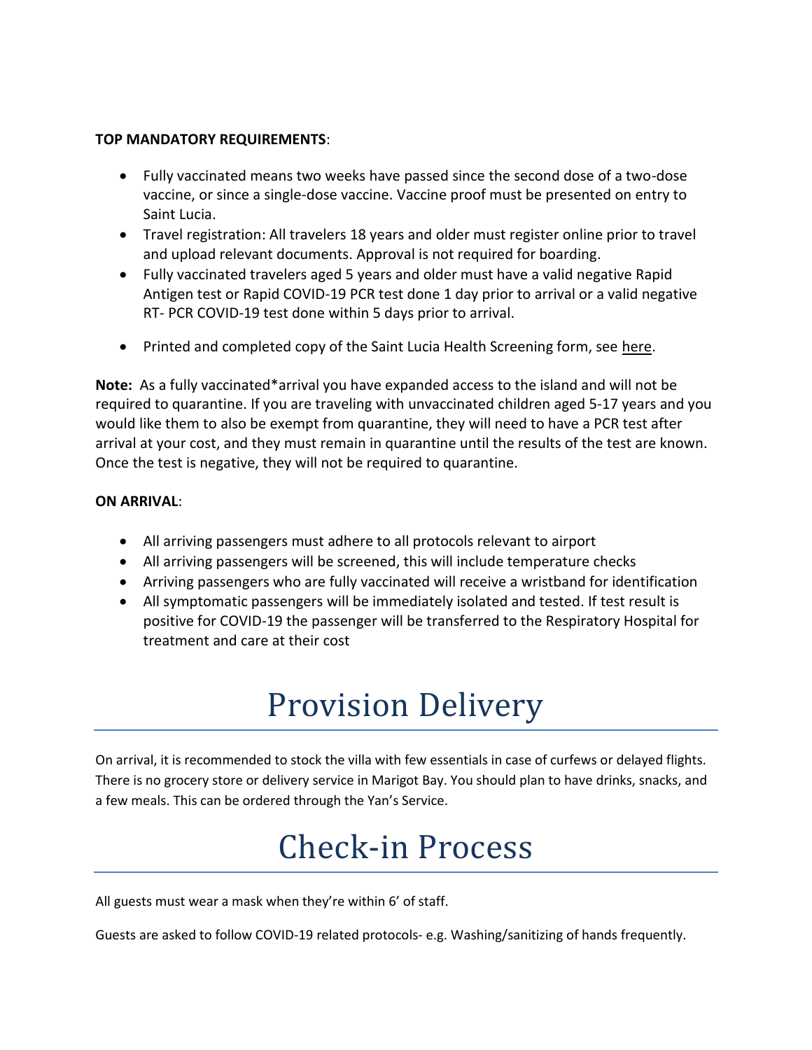**TOP MANDATORY REQUIREMENTS**:

- Fully vaccinated means two weeks have passed since the second dose of a two-dose vaccine, or since a single-dose vaccine. Vaccine proof must be presented on entry to Saint Lucia.
- Travel registration: All travelers 18 years and older must register online prior to travel and upload relevant documents. Approval is not required for boarding.
- Fully vaccinated travelers aged 5 years and older must have a valid negative Rapid Antigen test or Rapid COVID-19 PCR test done 1 day prior to arrival or a valid negative RT- PCR COVID-19 test done within 5 days prior to arrival.
- Printed and completed copy of the Saint Lucia Health Screening form, see here.

**Note:** As a fully vaccinated*arrival you have expanded access to the island and will not be required to quarantine. If you are traveling with unvaccinated children aged 5-17 years and you would like them to also be exempt from quarantine, they will need to have a PCR test after arrival at your cost, and they must remain in quarantine until the results of the test are known. Once the test is negative, they will not be required to quarantine.

**ON ARRIVAL**:

- All arriving passengers must adhere to all protocols relevant to airport
- All arriving passengers will be screened, this will include temperature checks
- Arriving passengers who are fully vaccinated will receive a wristband for identification
- All symptomatic passengers will be immediately isolated and tested. If test result is positive for COVID-19 the passenger will be transferred to the Respiratory Hospital for treatment and care at their cost

# Provision Delivery

On arrival, it is recommended to stock the villa with few essentials in case of curfews or delayed flights. There is no grocery store or delivery service in Marigot Bay. You should plan to have drinks, snacks, and a few meals. This can be ordered through the Yan's Service.

# Check-in Process

All guests must wear a mask when they're within 6' of staff.

Guests are asked to follow COVID-19 related protocols- e.g. Washing/sanitizing of hands frequently.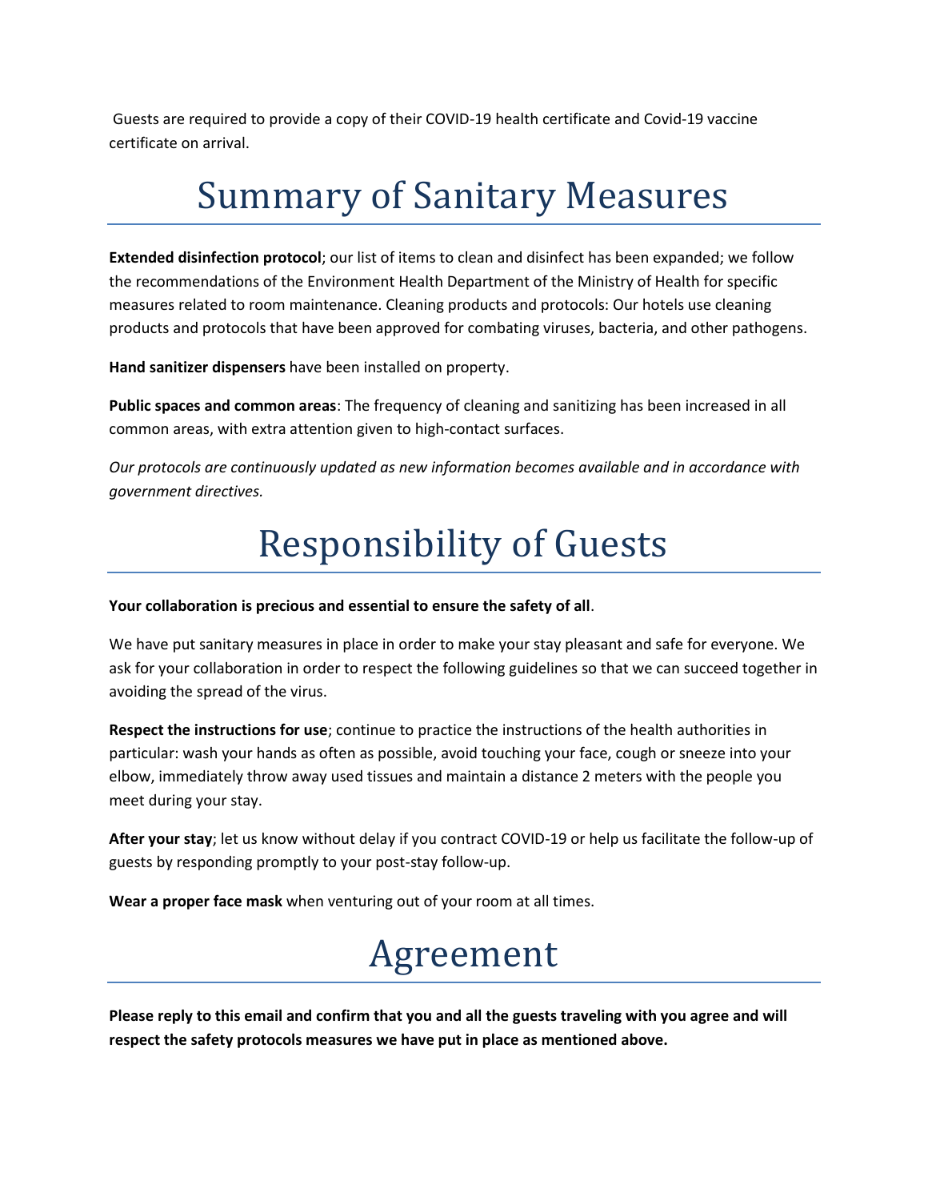Guests are required to provide a copy of their COVID-19 health certificate and Covid-19 vaccine certificate on arrival.

# Summary of Sanitary Measures

**Extended disinfection protocol**; our list of items to clean and disinfect has been expanded; we follow the recommendations of the Environment Health Department of the Ministry of Health for specific measures related to room maintenance. Cleaning products and protocols: Our hotels use cleaning products and protocols that have been approved for combating viruses, bacteria, and other pathogens.

**Hand sanitizer dispensers** have been installed on property.

**Public spaces and common areas**: The frequency of cleaning and sanitizing has been increased in all common areas, with extra attention given to high-contact surfaces.

*Our protocols are continuously updated as new information becomes available and in accordance with government directives.*

# Responsibility of Guests

**Your collaboration is precious and essential to ensure the safety of all**.

We have put sanitary measures in place in order to make your stay pleasant and safe for everyone. We ask for your collaboration in order to respect the following guidelines so that we can succeed together in avoiding the spread of the virus.

**Respect the instructions for use**; continue to practice the instructions of the health authorities in particular: wash your hands as often as possible, avoid touching your face, cough or sneeze into your elbow, immediately throw away used tissues and maintain a distance 2 meters with the people you meet during your stay.

**After your stay**; let us know without delay if you contract COVID-19 or help us facilitate the follow-up of guests by responding promptly to your post-stay follow-up.

**Wear a proper face mask** when venturing out of your room at all times.

# Agreement

**Please reply to this email and confirm that you and all the guests traveling with you agree and will respect the safety protocols measures we have put in place as mentioned above.**